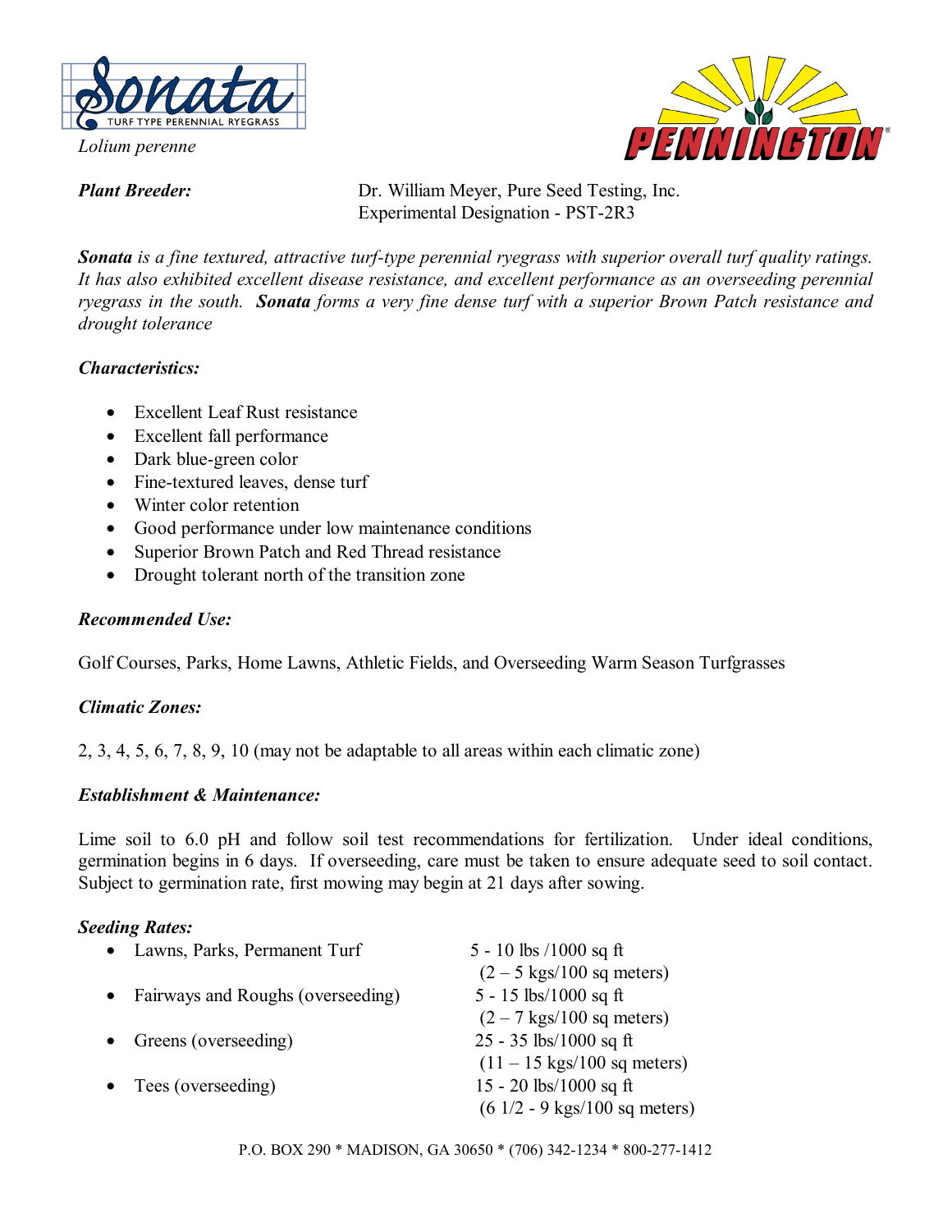# Sonata

TURF TYPE PERENNIAL RYEGRASS

*Lolium perenne*

PENNINGTON®

***Plant Breeder:*** Dr. William Meyer, Pure Seed Testing, Inc.
Experimental Designation - PST-2R3

***Sonata** is a fine textured, attractive turf-type perennial ryegrass with superior overall turf quality ratings. It has also exhibited excellent disease resistance, and excellent performance as an overseeding perennial ryegrass in the south. **Sonata** forms a very fine dense turf with a superior Brown Patch resistance and drought tolerance*

### *Characteristics:*

- Excellent Leaf Rust resistance
- Excellent fall performance
- Dark blue-green color
- Fine-textured leaves, dense turf
- Winter color retention
- Good performance under low maintenance conditions
- Superior Brown Patch and Red Thread resistance
- Drought tolerant north of the transition zone

### *Recommended Use:*

Golf Courses, Parks, Home Lawns, Athletic Fields, and Overseeding Warm Season Turfgrasses

### *Climatic Zones:*

2, 3, 4, 5, 6, 7, 8, 9, 10 (may not be adaptable to all areas within each climatic zone)

### *Establishment & Maintenance:*

Lime soil to 6.0 pH and follow soil test recommendations for fertilization. Under ideal conditions, germination begins in 6 days. If overseeding, care must be taken to ensure adequate seed to soil contact. Subject to germination rate, first mowing may begin at 21 days after sowing.

### *Seeding Rates:*

- Lawns, Parks, Permanent Turf — 5 - 10 lbs /1000 sq ft (2 – 5 kgs/100 sq meters)
- Fairways and Roughs (overseeding) — 5 - 15 lbs/1000 sq ft (2 – 7 kgs/100 sq meters)
- Greens (overseeding) — 25 - 35 lbs/1000 sq ft (11 – 15 kgs/100 sq meters)
- Tees (overseeding) — 15 - 20 lbs/1000 sq ft (6 1/2 - 9 kgs/100 sq meters)

P.O. BOX 290 * MADISON, GA 30650 * (706) 342-1234 * 800-277-1412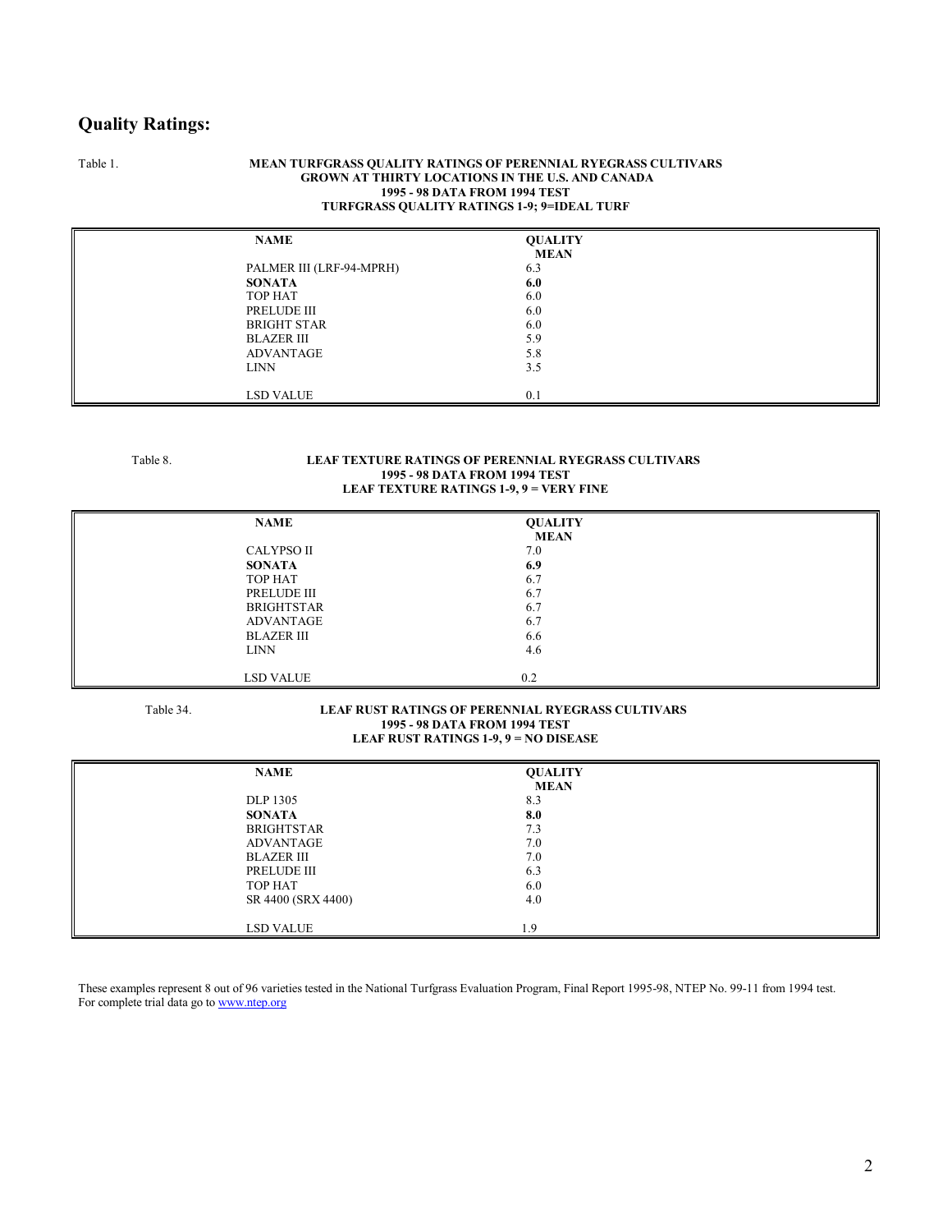## Quality Ratings:

Table 1. **MEAN TURFGRASS QUALITY RATINGS OF PERENNIAL RYEGRASS CULTIVARS GROWN AT THIRTY LOCATIONS IN THE U.S. AND CANADA 1995 - 98 DATA FROM 1994 TEST TURFGRASS QUALITY RATINGS 1-9; 9=IDEAL TURF**

| NAME | QUALITY MEAN |
|---|---|
| PALMER III (LRF-94-MPRH) | 6.3 |
| **SONATA** | **6.0** |
| TOP HAT | 6.0 |
| PRELUDE III | 6.0 |
| BRIGHT STAR | 6.0 |
| BLAZER III | 5.9 |
| ADVANTAGE | 5.8 |
| LINN | 3.5 |
| LSD VALUE | 0.1 |

Table 8. **LEAF TEXTURE RATINGS OF PERENNIAL RYEGRASS CULTIVARS 1995 - 98 DATA FROM 1994 TEST LEAF TEXTURE RATINGS 1-9, 9 = VERY FINE**

| NAME | QUALITY MEAN |
|---|---|
| CALYPSO II | 7.0 |
| **SONATA** | **6.9** |
| TOP HAT | 6.7 |
| PRELUDE III | 6.7 |
| BRIGHTSTAR | 6.7 |
| ADVANTAGE | 6.7 |
| BLAZER III | 6.6 |
| LINN | 4.6 |
| LSD VALUE | 0.2 |

Table 34. **LEAF RUST RATINGS OF PERENNIAL RYEGRASS CULTIVARS 1995 - 98 DATA FROM 1994 TEST LEAF RUST RATINGS 1-9, 9 = NO DISEASE**

| NAME | QUALITY MEAN |
|---|---|
| DLP 1305 | 8.3 |
| **SONATA** | **8.0** |
| BRIGHTSTAR | 7.3 |
| ADVANTAGE | 7.0 |
| BLAZER III | 7.0 |
| PRELUDE III | 6.3 |
| TOP HAT | 6.0 |
| SR 4400 (SRX 4400) | 4.0 |
| LSD VALUE | 1.9 |

These examples represent 8 out of 96 varieties tested in the National Turfgrass Evaluation Program, Final Report 1995-98, NTEP No. 99-11 from 1994 test. For complete trial data go to www.ntep.org